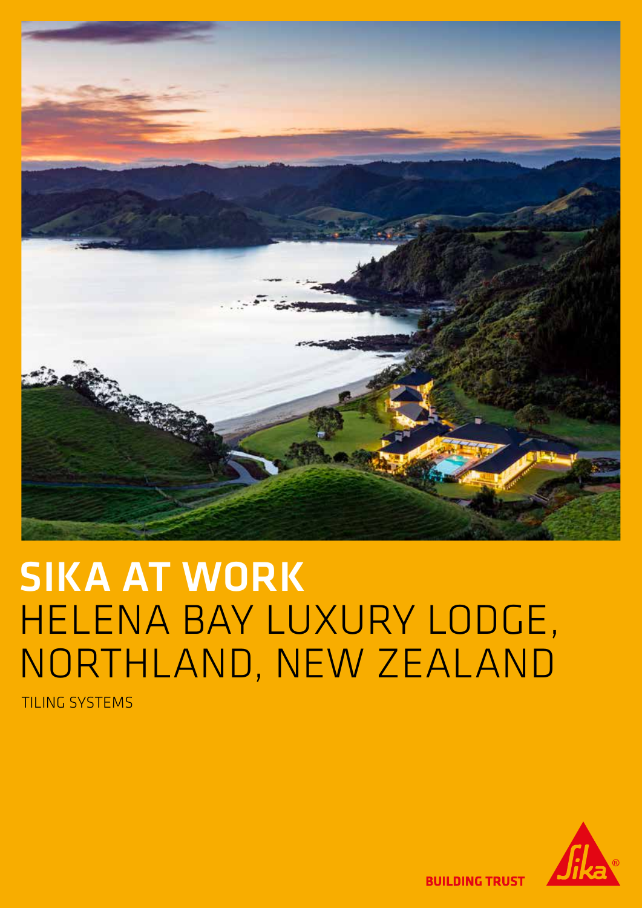# SIKA AT WORK
# HELENA BAY LUXURY LODGE, NORTHLAND, NEW ZEALAND

TILING SYSTEMS

BUILDING TRUST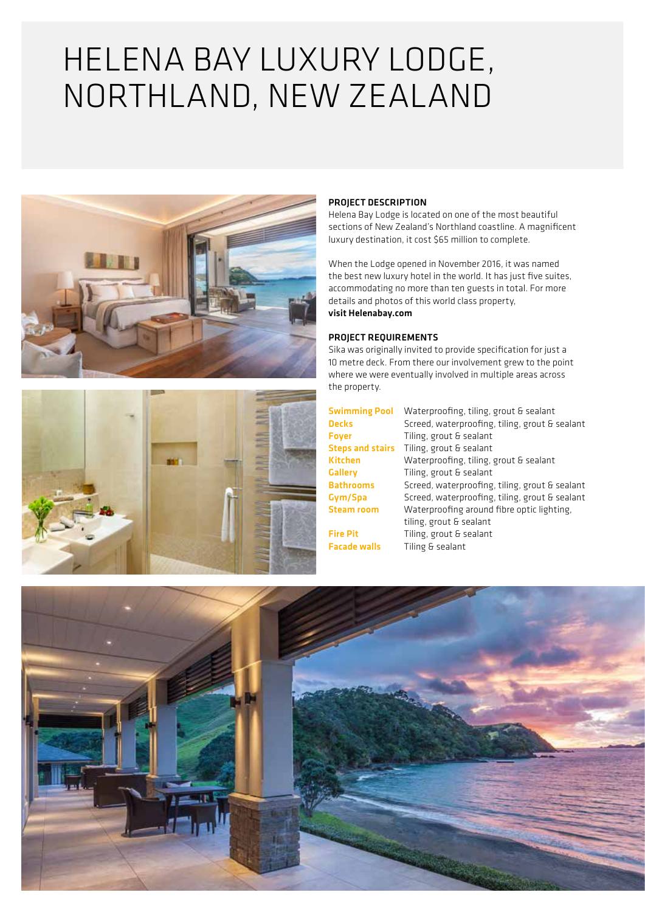# HELENA BAY LUXURY LODGE, NORTHLAND, NEW ZEALAND

### PROJECT DESCRIPTION

Helena Bay Lodge is located on one of the most beautiful sections of New Zealand's Northland coastline. A magnificent luxury destination, it cost $65 million to complete.

When the Lodge opened in November 2016, it was named the best new luxury hotel in the world. It has just five suites, accommodating no more than ten guests in total. For more details and photos of this world class property, **visit Helenabay.com**

### PROJECT REQUIREMENTS

Sika was originally invited to provide specification for just a 10 metre deck. From there our involvement grew to the point where we were eventually involved in multiple areas across the property.

| | |
|---|---|
| **Swimming Pool** | Waterproofing, tiling, grout & sealant |
| **Decks** | Screed, waterproofing, tiling, grout & sealant |
| **Foyer** | Tiling, grout & sealant |
| **Steps and stairs** | Tiling, grout & sealant |
| **Kitchen** | Waterproofing, tiling, grout & sealant |
| **Gallery** | Tiling, grout & sealant |
| **Bathrooms** | Screed, waterproofing, tiling, grout & sealant |
| **Gym/Spa** | Screed, waterproofing, tiling, grout & sealant |
| **Steam room** | Waterproofing around fibre optic lighting, tiling, grout & sealant |
| **Fire Pit** | Tiling, grout & sealant |
| **Facade walls** | Tiling & sealant |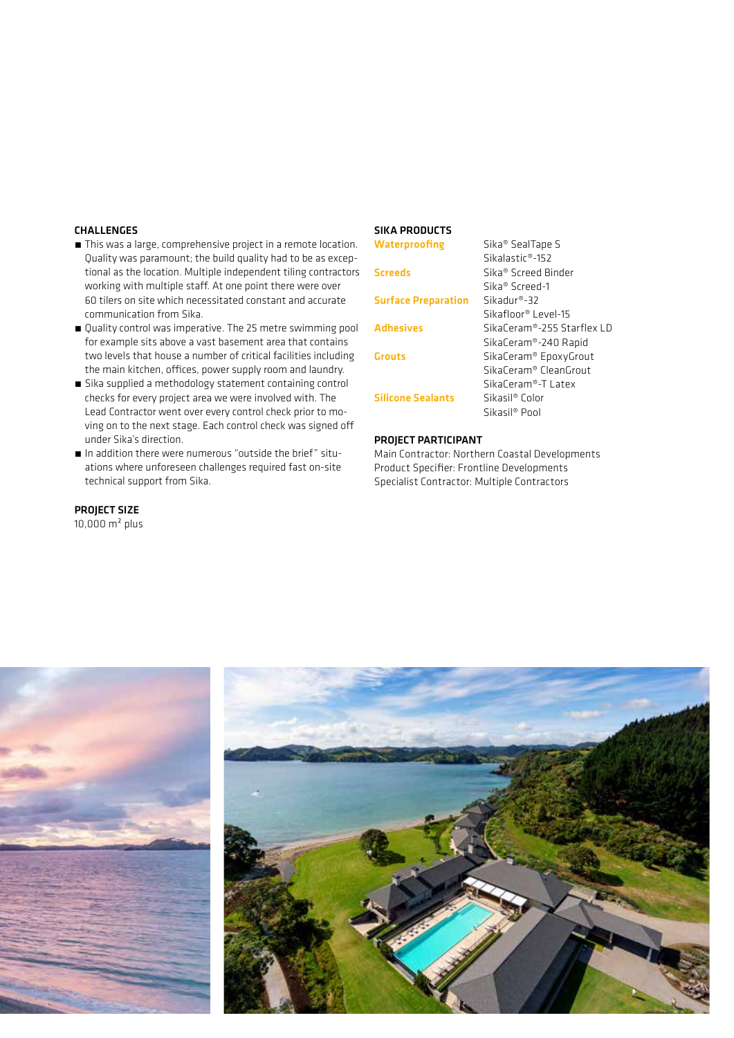## CHALLENGES

- This was a large, comprehensive project in a remote location. Quality was paramount; the build quality had to be as exceptional as the location. Multiple independent tiling contractors working with multiple staff. At one point there were over 60 tilers on site which necessitated constant and accurate communication from Sika.
- Quality control was imperative. The 25 metre swimming pool for example sits above a vast basement area that contains two levels that house a number of critical facilities including the main kitchen, offices, power supply room and laundry.
- Sika supplied a methodology statement containing control checks for every project area we were involved with. The Lead Contractor went over every control check prior to moving on to the next stage. Each control check was signed off under Sika's direction.
- In addition there were numerous "outside the brief" situations where unforeseen challenges required fast on-site technical support from Sika.

## PROJECT SIZE

10,000 m² plus

## SIKA PRODUCTS

| | |
|---|---|
| **Waterproofing** | Sika® SealTape S<br>Sikalastic®-152 |
| **Screeds** | Sika® Screed Binder<br>Sika® Screed-1 |
| **Surface Preparation** | Sikadur®-32<br>Sikafloor® Level-15 |
| **Adhesives** | SikaCeram®-255 Starflex LD<br>SikaCeram®-240 Rapid |
| **Grouts** | SikaCeram® EpoxyGrout<br>SikaCeram® CleanGrout<br>SikaCeram®-T Latex |
| **Silicone Sealants** | Sikasil® Color<br>Sikasil® Pool |

## PROJECT PARTICIPANT

Main Contractor: Northern Coastal Developments
Product Specifier: Frontline Developments
Specialist Contractor: Multiple Contractors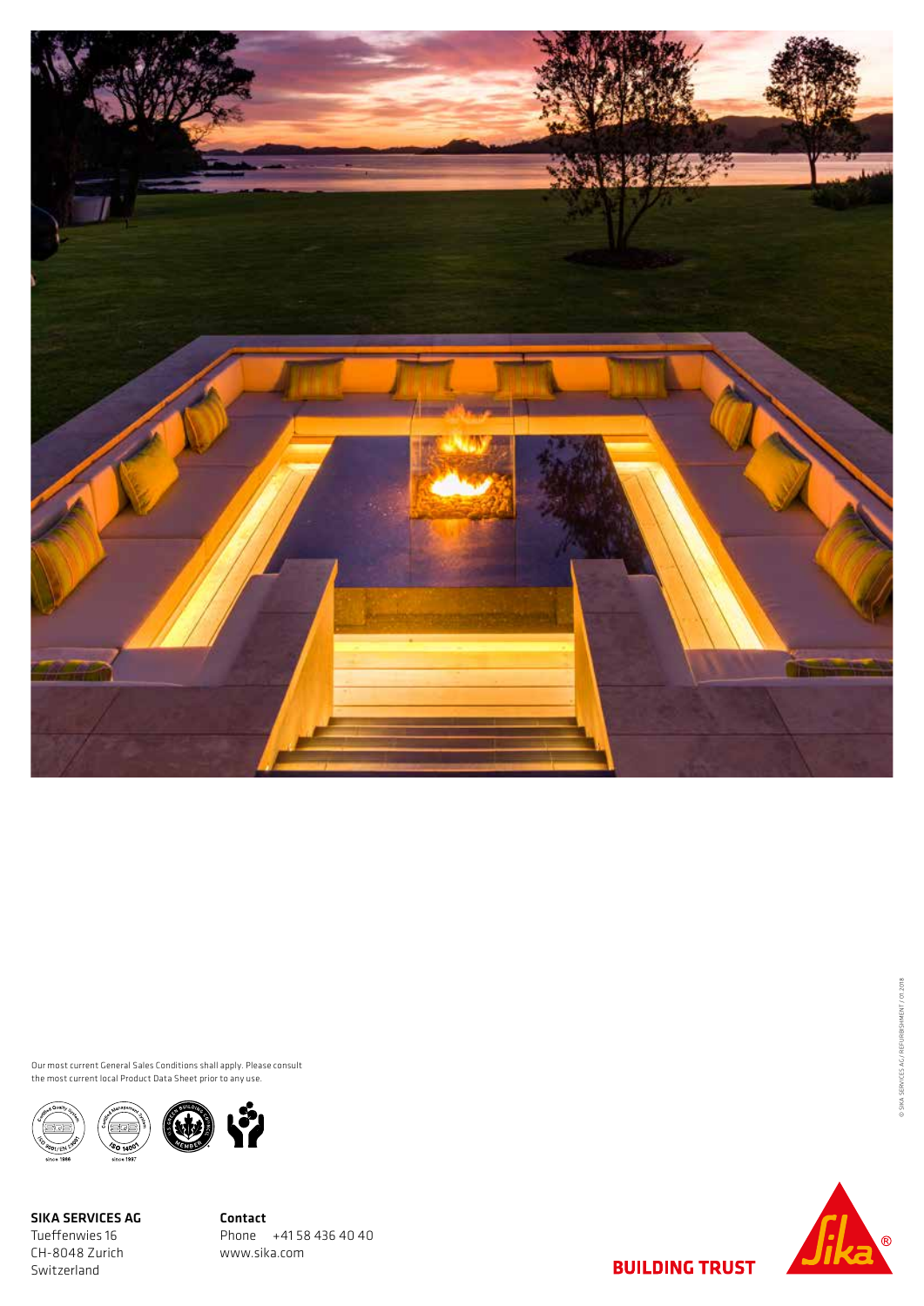Our most current General Sales Conditions shall apply. Please consult the most current local Product Data Sheet prior to any use.

**SIKA SERVICES AG**
Tueffenwies 16
CH-8048 Zurich
Switzerland

**Contact**
Phone +41 58 436 40 40
www.sika.com

**BUILDING TRUST**

© SIKA SERVICES AG / REFURBISHMENT / 01.2018